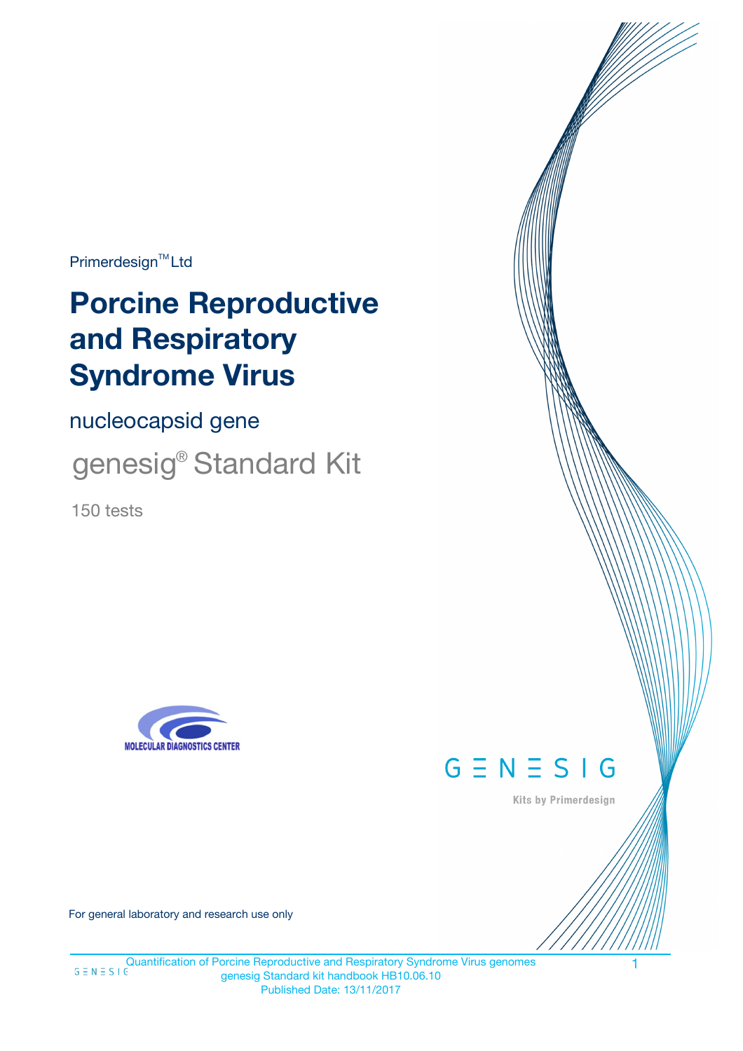Primerdesign™ Ltd

# Porcine Reproductive and Respiratory Syndrome Virus

nucleocapsid gene

genesig® Standard Kit

150 tests

MOLECULAR DIAGNOSTICS CENTER

GENESIG

Kits by Primerdesign

For general laboratory and research use only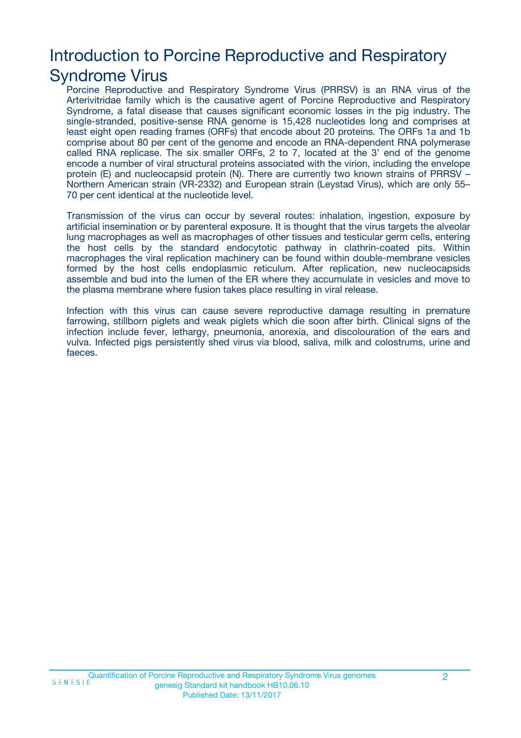# Introduction to Porcine Reproductive and Respiratory Syndrome Virus

Porcine Reproductive and Respiratory Syndrome Virus (PRRSV) is an RNA virus of the Arterivitridae family which is the causative agent of Porcine Reproductive and Respiratory Syndrome, a fatal disease that causes significant economic losses in the pig industry. The single-stranded, positive-sense RNA genome is 15,428 nucleotides long and comprises at least eight open reading frames (ORFs) that encode about 20 proteins. The ORFs 1a and 1b comprise about 80 per cent of the genome and encode an RNA-dependent RNA polymerase called RNA replicase. The six smaller ORFs, 2 to 7, located at the 3' end of the genome encode a number of viral structural proteins associated with the virion, including the envelope protein (E) and nucleocapsid protein (N). There are currently two known strains of PRRSV – Northern American strain (VR-2332) and European strain (Leystad Virus), which are only 55–70 per cent identical at the nucleotide level.

Transmission of the virus can occur by several routes: inhalation, ingestion, exposure by artificial insemination or by parenteral exposure. It is thought that the virus targets the alveolar lung macrophages as well as macrophages of other tissues and testicular germ cells, entering the host cells by the standard endocytotic pathway in clathrin-coated pits. Within macrophages the viral replication machinery can be found within double-membrane vesicles formed by the host cells endoplasmic reticulum. After replication, new nucleocapsids assemble and bud into the lumen of the ER where they accumulate in vesicles and move to the plasma membrane where fusion takes place resulting in viral release.

Infection with this virus can cause severe reproductive damage resulting in premature farrowing, stillborn piglets and weak piglets which die soon after birth. Clinical signs of the infection include fever, lethargy, pneumonia, anorexia, and discolouration of the ears and vulva. Infected pigs persistently shed virus via blood, saliva, milk and colostrums, urine and faeces.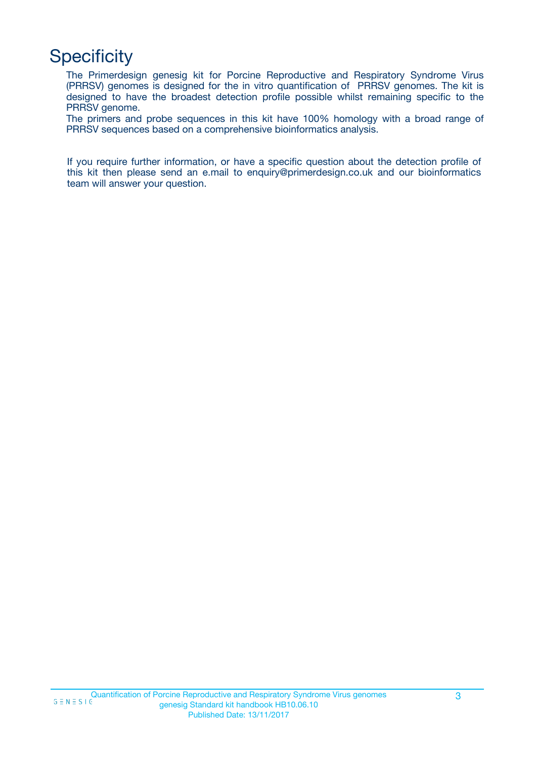# Specificity

The Primerdesign genesig kit for Porcine Reproductive and Respiratory Syndrome Virus (PRRSV) genomes is designed for the in vitro quantification of PRRSV genomes. The kit is designed to have the broadest detection profile possible whilst remaining specific to the PRRSV genome.

The primers and probe sequences in this kit have 100% homology with a broad range of PRRSV sequences based on a comprehensive bioinformatics analysis.

If you require further information, or have a specific question about the detection profile of this kit then please send an e.mail to enquiry@primerdesign.co.uk and our bioinformatics team will answer your question.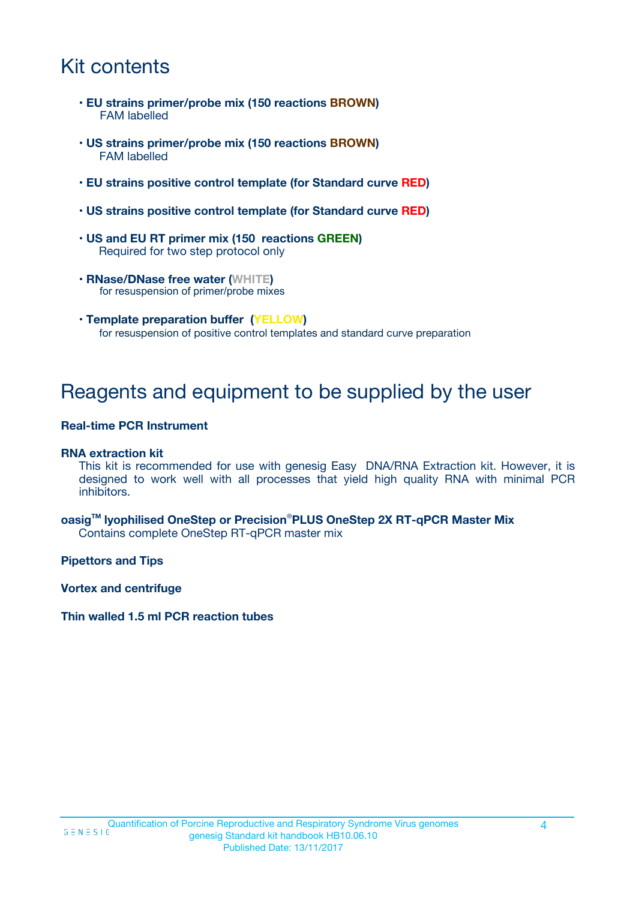# Kit contents

- **EU strains primer/probe mix (150 reactions BROWN)**
  FAM labelled
- **US strains primer/probe mix (150 reactions BROWN)**
  FAM labelled
- **EU strains positive control template (for Standard curve RED)**
- **US strains positive control template (for Standard curve RED)**
- **US and EU RT primer mix (150 reactions GREEN)**
  Required for two step protocol only
- **RNase/DNase free water (WHITE)**
  for resuspension of primer/probe mixes
- **Template preparation buffer (YELLOW)**
  for resuspension of positive control templates and standard curve preparation

# Reagents and equipment to be supplied by the user

**Real-time PCR Instrument**

**RNA extraction kit**
This kit is recommended for use with genesig Easy DNA/RNA Extraction kit. However, it is designed to work well with all processes that yield high quality RNA with minimal PCR inhibitors.

**oasig™ lyophilised OneStep or Precision®PLUS OneStep 2X RT-qPCR Master Mix**
Contains complete OneStep RT-qPCR master mix

**Pipettors and Tips**

**Vortex and centrifuge**

**Thin walled 1.5 ml PCR reaction tubes**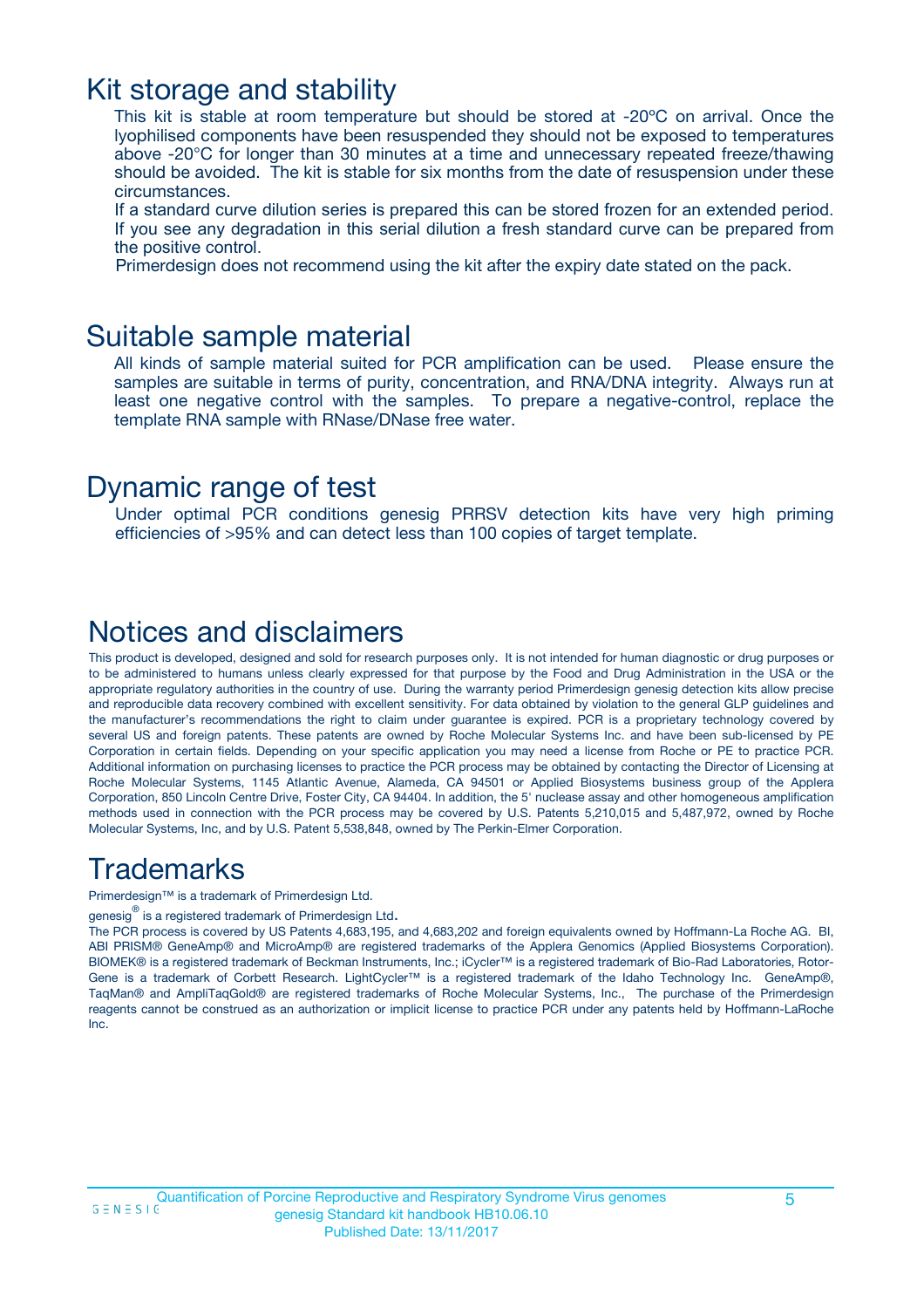# Kit storage and stability

This kit is stable at room temperature but should be stored at -20ºC on arrival. Once the lyophilised components have been resuspended they should not be exposed to temperatures above -20°C for longer than 30 minutes at a time and unnecessary repeated freeze/thawing should be avoided. The kit is stable for six months from the date of resuspension under these circumstances.

If a standard curve dilution series is prepared this can be stored frozen for an extended period. If you see any degradation in this serial dilution a fresh standard curve can be prepared from the positive control.

Primerdesign does not recommend using the kit after the expiry date stated on the pack.

# Suitable sample material

All kinds of sample material suited for PCR amplification can be used. Please ensure the samples are suitable in terms of purity, concentration, and RNA/DNA integrity. Always run at least one negative control with the samples. To prepare a negative-control, replace the template RNA sample with RNase/DNase free water.

# Dynamic range of test

Under optimal PCR conditions genesig PRRSV detection kits have very high priming efficiencies of >95% and can detect less than 100 copies of target template.

# Notices and disclaimers

This product is developed, designed and sold for research purposes only. It is not intended for human diagnostic or drug purposes or to be administered to humans unless clearly expressed for that purpose by the Food and Drug Administration in the USA or the appropriate regulatory authorities in the country of use. During the warranty period Primerdesign genesig detection kits allow precise and reproducible data recovery combined with excellent sensitivity. For data obtained by violation to the general GLP guidelines and the manufacturer's recommendations the right to claim under guarantee is expired. PCR is a proprietary technology covered by several US and foreign patents. These patents are owned by Roche Molecular Systems Inc. and have been sub-licensed by PE Corporation in certain fields. Depending on your specific application you may need a license from Roche or PE to practice PCR. Additional information on purchasing licenses to practice the PCR process may be obtained by contacting the Director of Licensing at Roche Molecular Systems, 1145 Atlantic Avenue, Alameda, CA 94501 or Applied Biosystems business group of the Applera Corporation, 850 Lincoln Centre Drive, Foster City, CA 94404. In addition, the 5' nuclease assay and other homogeneous amplification methods used in connection with the PCR process may be covered by U.S. Patents 5,210,015 and 5,487,972, owned by Roche Molecular Systems, Inc, and by U.S. Patent 5,538,848, owned by The Perkin-Elmer Corporation.

# Trademarks

Primerdesign™ is a trademark of Primerdesign Ltd.

genesig® is a registered trademark of Primerdesign Ltd.

The PCR process is covered by US Patents 4,683,195, and 4,683,202 and foreign equivalents owned by Hoffmann-La Roche AG. BI, ABI PRISM® GeneAmp® and MicroAmp® are registered trademarks of the Applera Genomics (Applied Biosystems Corporation). BIOMEK® is a registered trademark of Beckman Instruments, Inc.; iCycler™ is a registered trademark of Bio-Rad Laboratories, Rotor-Gene is a trademark of Corbett Research. LightCycler™ is a registered trademark of the Idaho Technology Inc. GeneAmp®, TaqMan® and AmpliTaqGold® are registered trademarks of Roche Molecular Systems, Inc., The purchase of the Primerdesign reagents cannot be construed as an authorization or implicit license to practice PCR under any patents held by Hoffmann-LaRoche Inc.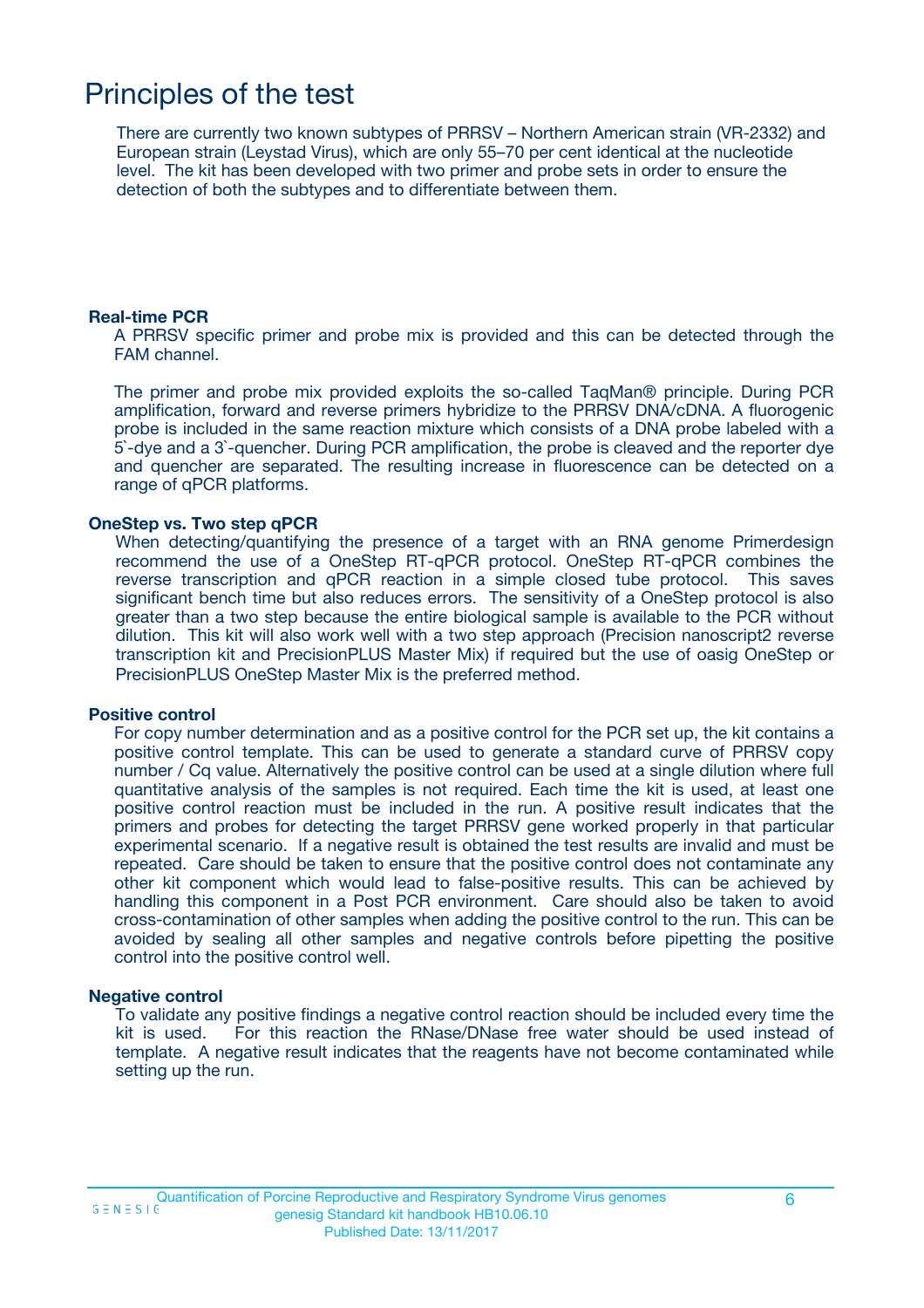# Principles of the test

There are currently two known subtypes of PRRSV – Northern American strain (VR-2332) and European strain (Leystad Virus), which are only 55–70 per cent identical at the nucleotide level. The kit has been developed with two primer and probe sets in order to ensure the detection of both the subtypes and to differentiate between them.

**Real-time PCR**

A PRRSV specific primer and probe mix is provided and this can be detected through the FAM channel.

The primer and probe mix provided exploits the so-called TaqMan® principle. During PCR amplification, forward and reverse primers hybridize to the PRRSV DNA/cDNA. A fluorogenic probe is included in the same reaction mixture which consists of a DNA probe labeled with a 5`-dye and a 3`-quencher. During PCR amplification, the probe is cleaved and the reporter dye and quencher are separated. The resulting increase in fluorescence can be detected on a range of qPCR platforms.

**OneStep vs. Two step qPCR**

When detecting/quantifying the presence of a target with an RNA genome Primerdesign recommend the use of a OneStep RT-qPCR protocol. OneStep RT-qPCR combines the reverse transcription and qPCR reaction in a simple closed tube protocol. This saves significant bench time but also reduces errors. The sensitivity of a OneStep protocol is also greater than a two step because the entire biological sample is available to the PCR without dilution. This kit will also work well with a two step approach (Precision nanoscript2 reverse transcription kit and PrecisionPLUS Master Mix) if required but the use of oasig OneStep or PrecisionPLUS OneStep Master Mix is the preferred method.

**Positive control**

For copy number determination and as a positive control for the PCR set up, the kit contains a positive control template. This can be used to generate a standard curve of PRRSV copy number / Cq value. Alternatively the positive control can be used at a single dilution where full quantitative analysis of the samples is not required. Each time the kit is used, at least one positive control reaction must be included in the run. A positive result indicates that the primers and probes for detecting the target PRRSV gene worked properly in that particular experimental scenario. If a negative result is obtained the test results are invalid and must be repeated. Care should be taken to ensure that the positive control does not contaminate any other kit component which would lead to false-positive results. This can be achieved by handling this component in a Post PCR environment. Care should also be taken to avoid cross-contamination of other samples when adding the positive control to the run. This can be avoided by sealing all other samples and negative controls before pipetting the positive control into the positive control well.

**Negative control**

To validate any positive findings a negative control reaction should be included every time the kit is used. For this reaction the RNase/DNase free water should be used instead of template. A negative result indicates that the reagents have not become contaminated while setting up the run.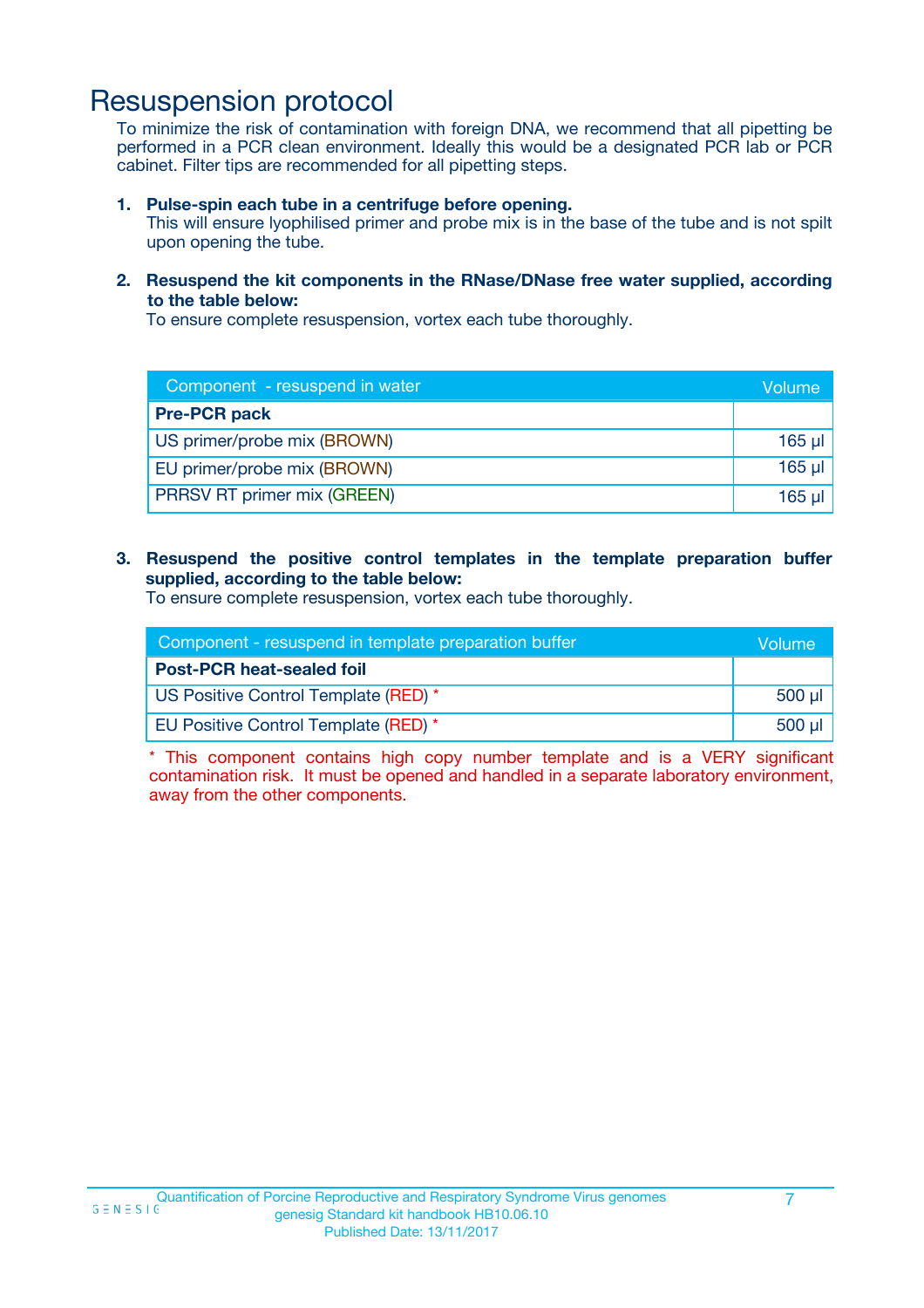# Resuspension protocol

To minimize the risk of contamination with foreign DNA, we recommend that all pipetting be performed in a PCR clean environment. Ideally this would be a designated PCR lab or PCR cabinet. Filter tips are recommended for all pipetting steps.

1. **Pulse-spin each tube in a centrifuge before opening.**
   This will ensure lyophilised primer and probe mix is in the base of the tube and is not spilt upon opening the tube.

2. **Resuspend the kit components in the RNase/DNase free water supplied, according to the table below:**
   To ensure complete resuspension, vortex each tube thoroughly.

| Component - resuspend in water | Volume |
|---|---|
| **Pre-PCR pack** | |
| US primer/probe mix (BROWN) | 165 µl |
| EU primer/probe mix (BROWN) | 165 µl |
| PRRSV RT primer mix (GREEN) | 165 µl |

3. **Resuspend the positive control templates in the template preparation buffer supplied, according to the table below:**
   To ensure complete resuspension, vortex each tube thoroughly.

| Component - resuspend in template preparation buffer | Volume |
|---|---|
| **Post-PCR heat-sealed foil** | |
| US Positive Control Template (RED) * | 500 µl |
| EU Positive Control Template (RED) * | 500 µl |

* This component contains high copy number template and is a VERY significant contamination risk. It must be opened and handled in a separate laboratory environment, away from the other components.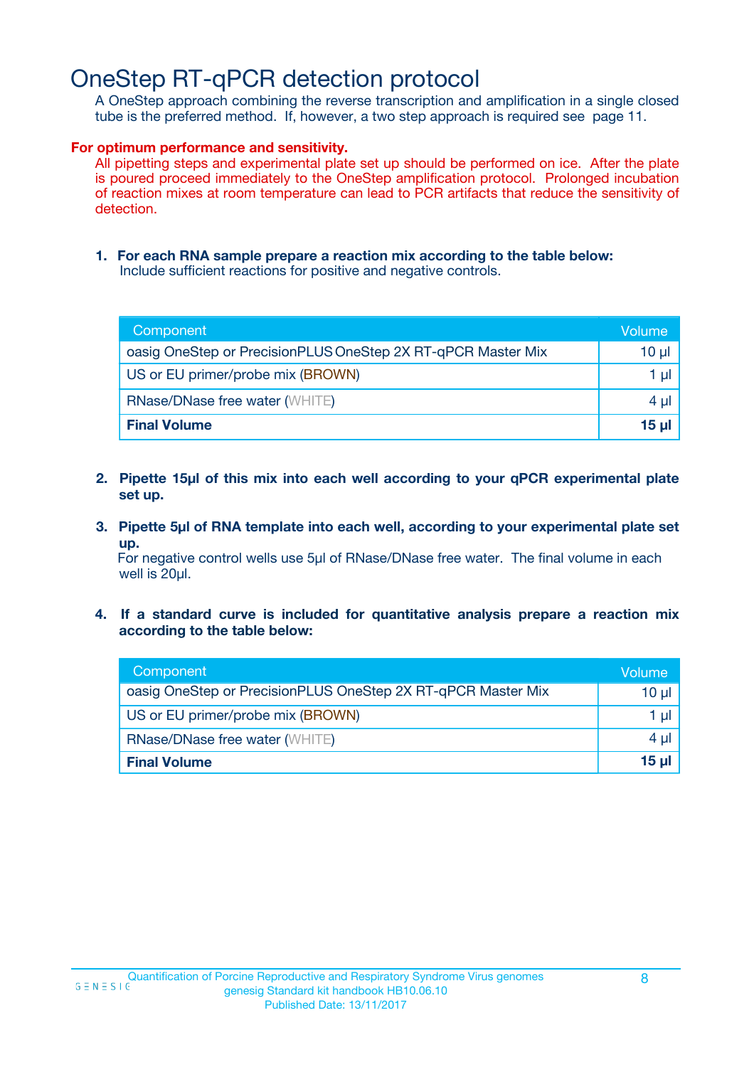# OneStep RT-qPCR detection protocol

A OneStep approach combining the reverse transcription and amplification in a single closed tube is the preferred method. If, however, a two step approach is required see page 11.

**For optimum performance and sensitivity.**

All pipetting steps and experimental plate set up should be performed on ice. After the plate is poured proceed immediately to the OneStep amplification protocol. Prolonged incubation of reaction mixes at room temperature can lead to PCR artifacts that reduce the sensitivity of detection.

1. **For each RNA sample prepare a reaction mix according to the table below:**
   Include sufficient reactions for positive and negative controls.

| Component | Volume |
|---|---|
| oasig OneStep or PrecisionPLUS OneStep 2X RT-qPCR Master Mix | 10 µl |
| US or EU primer/probe mix (BROWN) | 1 µl |
| RNase/DNase free water (WHITE) | 4 µl |
| **Final Volume** | **15 µl** |

2. **Pipette 15µl of this mix into each well according to your qPCR experimental plate set up.**

3. **Pipette 5µl of RNA template into each well, according to your experimental plate set up.**
   For negative control wells use 5µl of RNase/DNase free water. The final volume in each well is 20µl.

4. **If a standard curve is included for quantitative analysis prepare a reaction mix according to the table below:**

| Component | Volume |
|---|---|
| oasig OneStep or PrecisionPLUS OneStep 2X RT-qPCR Master Mix | 10 µl |
| US or EU primer/probe mix (BROWN) | 1 µl |
| RNase/DNase free water (WHITE) | 4 µl |
| **Final Volume** | **15 µl** |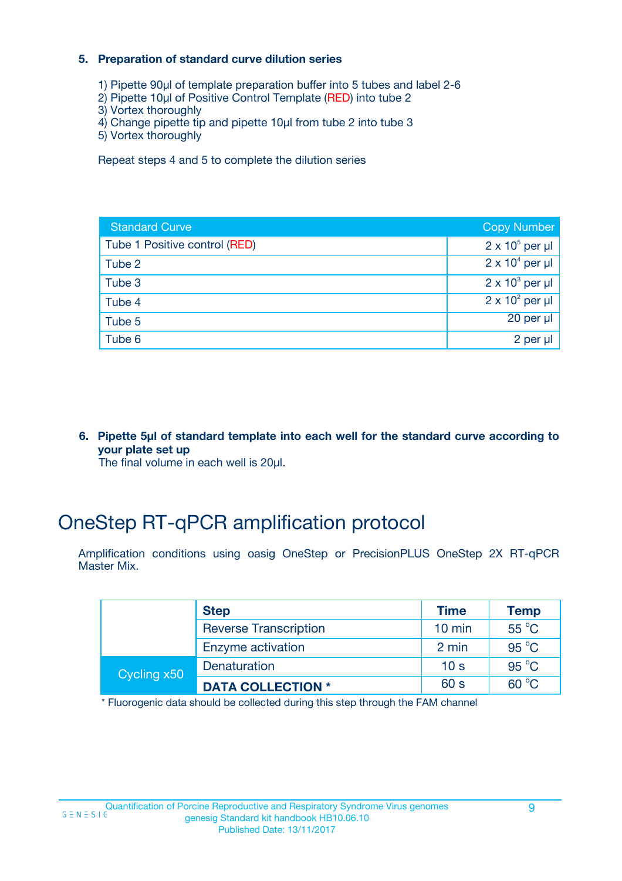**5. Preparation of standard curve dilution series**

1) Pipette 90µl of template preparation buffer into 5 tubes and label 2-6
2) Pipette 10µl of Positive Control Template (RED) into tube 2
3) Vortex thoroughly
4) Change pipette tip and pipette 10µl from tube 2 into tube 3
5) Vortex thoroughly

Repeat steps 4 and 5 to complete the dilution series

| Standard Curve | Copy Number |
|---|---|
| Tube 1 Positive control (RED) | $2 \times 10^5$ per µl |
| Tube 2 | $2 \times 10^4$ per µl |
| Tube 3 | $2 \times 10^3$ per µl |
| Tube 4 | $2 \times 10^2$ per µl |
| Tube 5 | 20 per µl |
| Tube 6 | 2 per µl |

**6. Pipette 5µl of standard template into each well for the standard curve according to your plate set up**

The final volume in each well is 20µl.

# OneStep RT-qPCR amplification protocol

Amplification conditions using oasig OneStep or PrecisionPLUS OneStep 2X RT-qPCR Master Mix.

| | Step | Time | Temp |
|---|---|---|---|
| | Reverse Transcription | 10 min | 55 °C |
| | Enzyme activation | 2 min | 95 °C |
| Cycling x50 | Denaturation | 10 s | 95 °C |
| | **DATA COLLECTION *** | 60 s | 60 °C |

* Fluorogenic data should be collected during this step through the FAM channel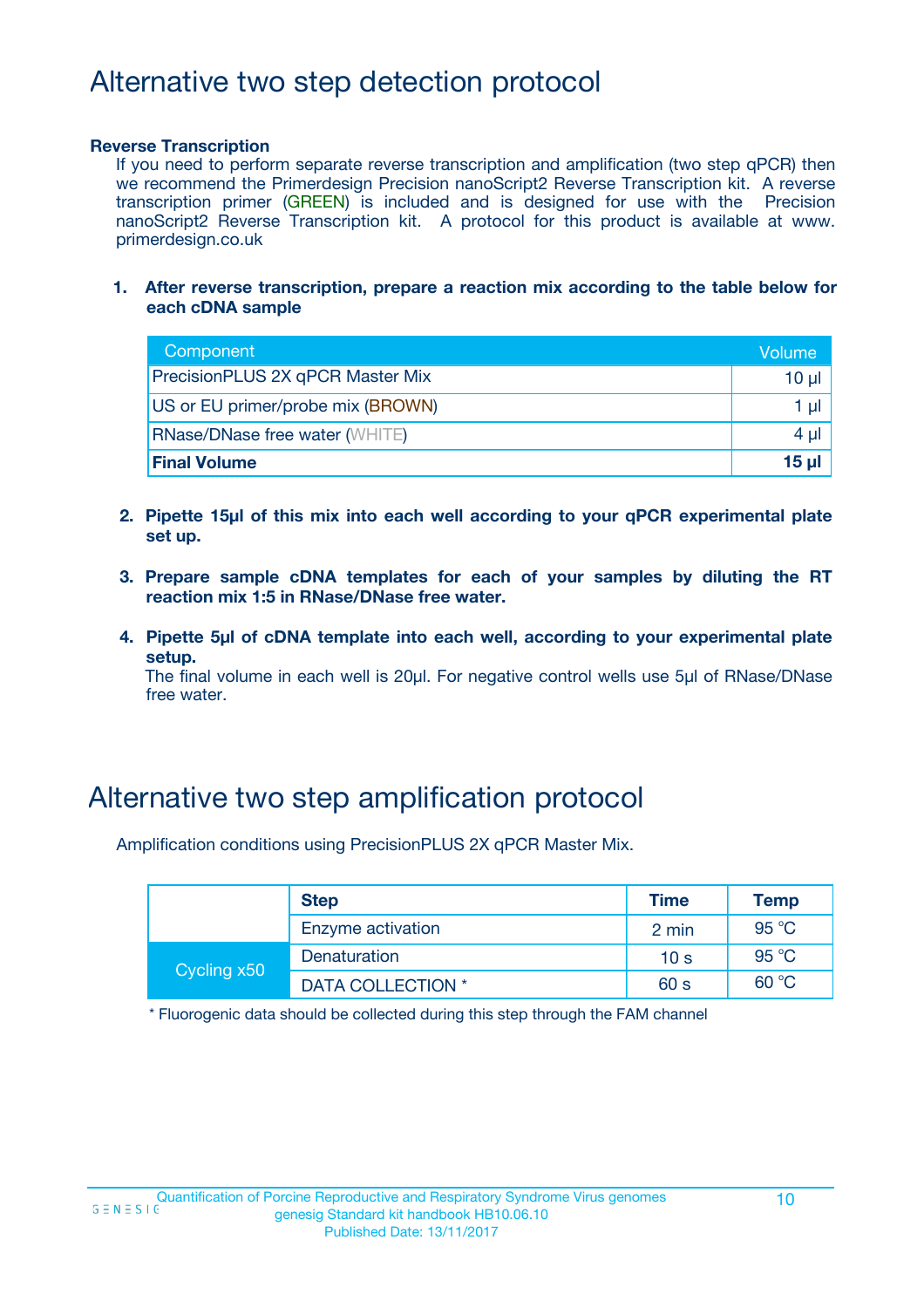# Alternative two step detection protocol

**Reverse Transcription**

If you need to perform separate reverse transcription and amplification (two step qPCR) then we recommend the Primerdesign Precision nanoScript2 Reverse Transcription kit. A reverse transcription primer (GREEN) is included and is designed for use with the Precision nanoScript2 Reverse Transcription kit. A protocol for this product is available at www.primerdesign.co.uk

1. **After reverse transcription, prepare a reaction mix according to the table below for each cDNA sample**

| Component | Volume |
|---|---|
| PrecisionPLUS 2X qPCR Master Mix | 10 µl |
| US or EU primer/probe mix (BROWN) | 1 µl |
| RNase/DNase free water (WHITE) | 4 µl |
| **Final Volume** | **15 µl** |

2. **Pipette 15µl of this mix into each well according to your qPCR experimental plate set up.**

3. **Prepare sample cDNA templates for each of your samples by diluting the RT reaction mix 1:5 in RNase/DNase free water.**

4. **Pipette 5µl of cDNA template into each well, according to your experimental plate setup.**
   The final volume in each well is 20µl. For negative control wells use 5µl of RNase/DNase free water.

# Alternative two step amplification protocol

Amplification conditions using PrecisionPLUS 2X qPCR Master Mix.

| | Step | Time | Temp |
|---|---|---|---|
| | Enzyme activation | 2 min | 95 °C |
| Cycling x50 | Denaturation | 10 s | 95 °C |
| | DATA COLLECTION * | 60 s | 60 °C |

* Fluorogenic data should be collected during this step through the FAM channel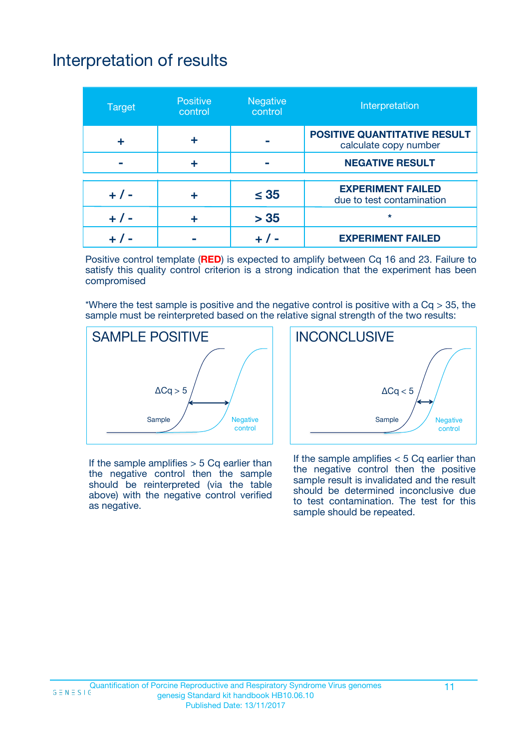# Interpretation of results

| Target | Positive control | Negative control | Interpretation |
|---|---|---|---|
| + | + | - | **POSITIVE QUANTITATIVE RESULT** calculate copy number |
| - | + | - | **NEGATIVE RESULT** |
| + / - | + | ≤ 35 | **EXPERIMENT FAILED** due to test contamination |
| + / - | + | > 35 | * |
| + / - | - | + / - | **EXPERIMENT FAILED** |

Positive control template (**RED**) is expected to amplify between Cq 16 and 23. Failure to satisfy this quality control criterion is a strong indication that the experiment has been compromised

*Where the test sample is positive and the negative control is positive with a Cq > 35, the sample must be reinterpreted based on the relative signal strength of the two results:

SAMPLE POSITIVE

ΔCq > 5

Sample

Negative control

If the sample amplifies > 5 Cq earlier than the negative control then the sample should be reinterpreted (via the table above) with the negative control verified as negative.

INCONCLUSIVE

ΔCq < 5

Sample

Negative control

If the sample amplifies < 5 Cq earlier than the negative control then the positive sample result is invalidated and the result should be determined inconclusive due to test contamination. The test for this sample should be repeated.